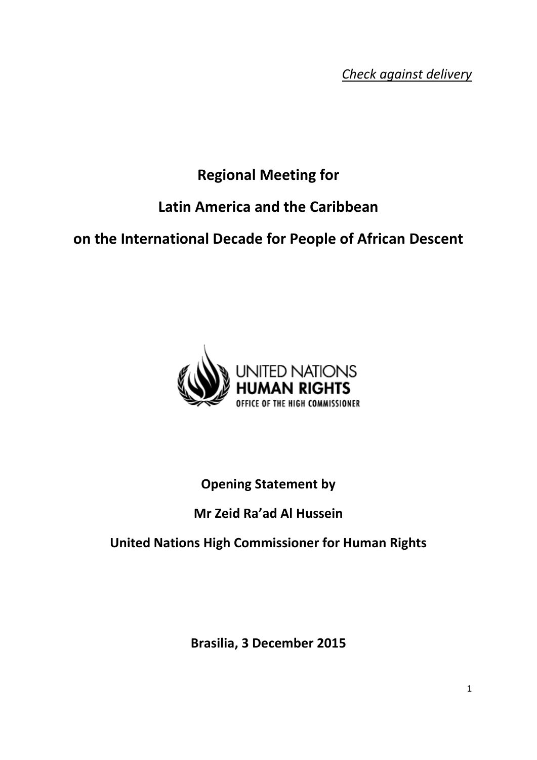*Check against delivery*

# Regional Meeting for

# Latin America and the Caribbean

# on the International Decade for People of African Descent

UNITED NATIONS
HUMAN RIGHTS
OFFICE OF THE HIGH COMMISSIONER

**Opening Statement by**

**Mr Zeid Ra'ad Al Hussein**

**United Nations High Commissioner for Human Rights**

**Brasilia, 3 December 2015**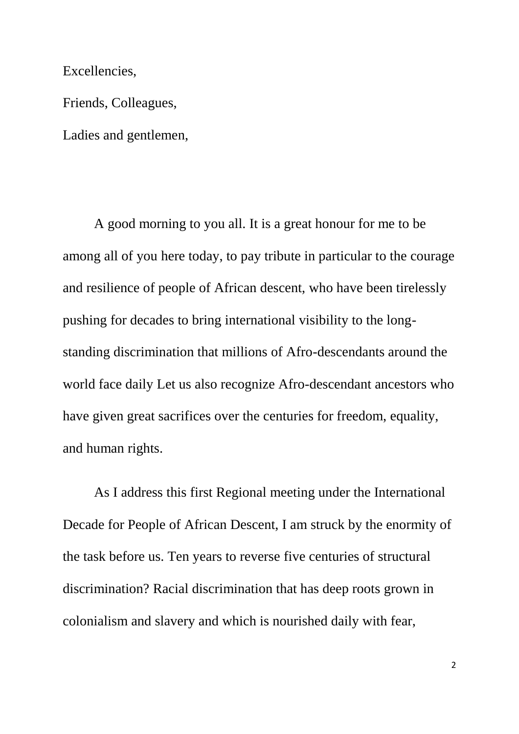Excellencies,

Friends, Colleagues,

Ladies and gentlemen,

A good morning to you all. It is a great honour for me to be among all of you here today, to pay tribute in particular to the courage and resilience of people of African descent, who have been tirelessly pushing for decades to bring international visibility to the long-standing discrimination that millions of Afro-descendants around the world face daily Let us also recognize Afro-descendant ancestors who have given great sacrifices over the centuries for freedom, equality, and human rights.

As I address this first Regional meeting under the International Decade for People of African Descent, I am struck by the enormity of the task before us. Ten years to reverse five centuries of structural discrimination? Racial discrimination that has deep roots grown in colonialism and slavery and which is nourished daily with fear,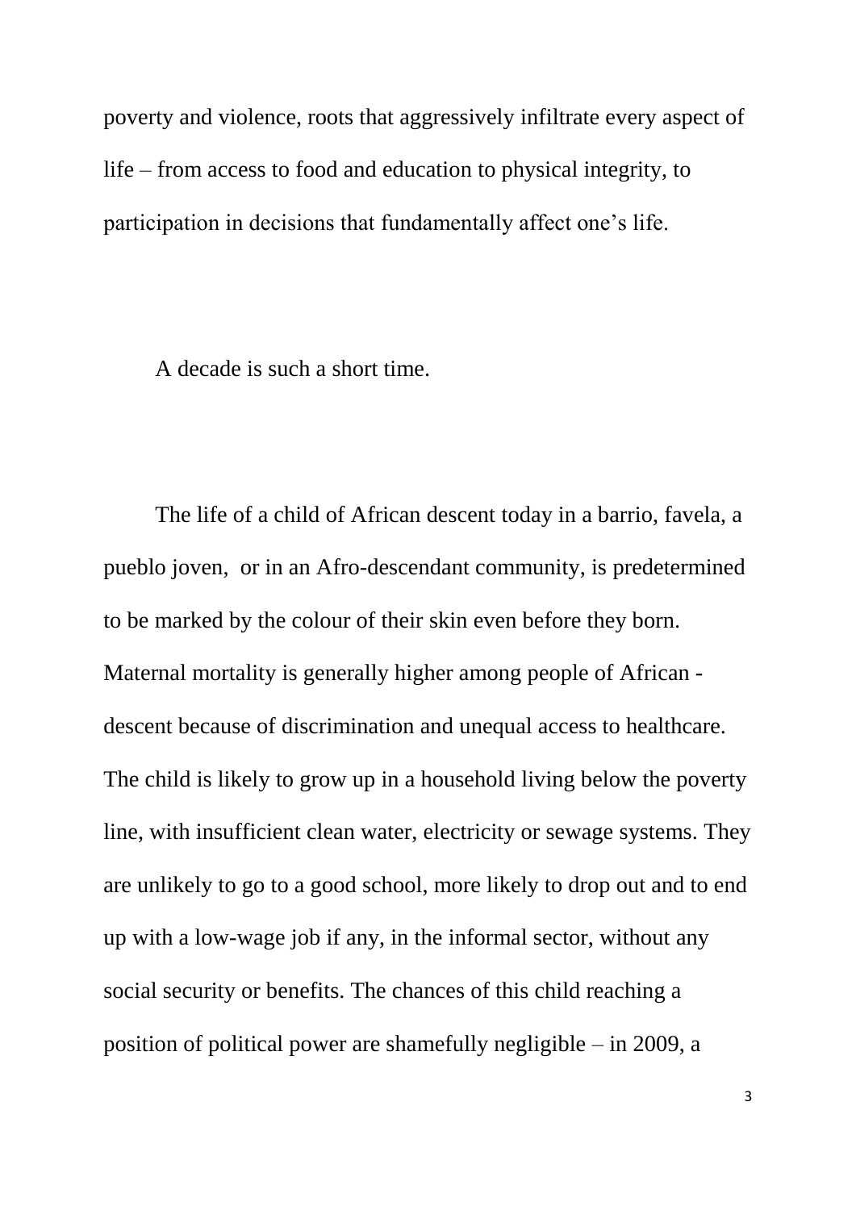poverty and violence, roots that aggressively infiltrate every aspect of life – from access to food and education to physical integrity, to participation in decisions that fundamentally affect one's life.

A decade is such a short time.

The life of a child of African descent today in a barrio, favela, a pueblo joven,  or in an Afro-descendant community, is predetermined to be marked by the colour of their skin even before they born. Maternal mortality is generally higher among people of African - descent because of discrimination and unequal access to healthcare. The child is likely to grow up in a household living below the poverty line, with insufficient clean water, electricity or sewage systems. They are unlikely to go to a good school, more likely to drop out and to end up with a low-wage job if any, in the informal sector, without any social security or benefits. The chances of this child reaching a position of political power are shamefully negligible – in 2009, a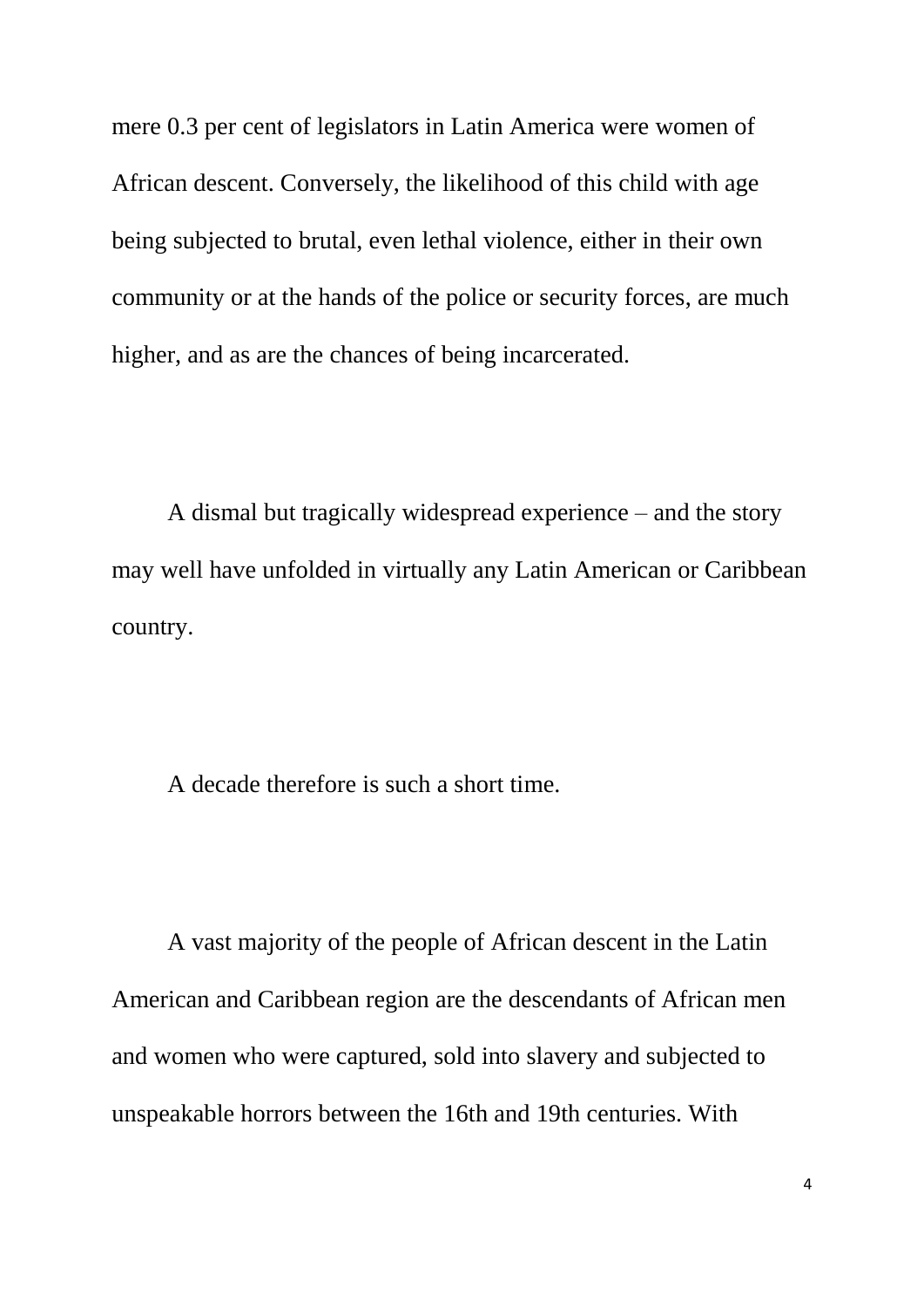mere 0.3 per cent of legislators in Latin America were women of African descent. Conversely, the likelihood of this child with age being subjected to brutal, even lethal violence, either in their own community or at the hands of the police or security forces, are much higher, and as are the chances of being incarcerated.

A dismal but tragically widespread experience – and the story may well have unfolded in virtually any Latin American or Caribbean country.

A decade therefore is such a short time.

A vast majority of the people of African descent in the Latin American and Caribbean region are the descendants of African men and women who were captured, sold into slavery and subjected to unspeakable horrors between the 16th and 19th centuries. With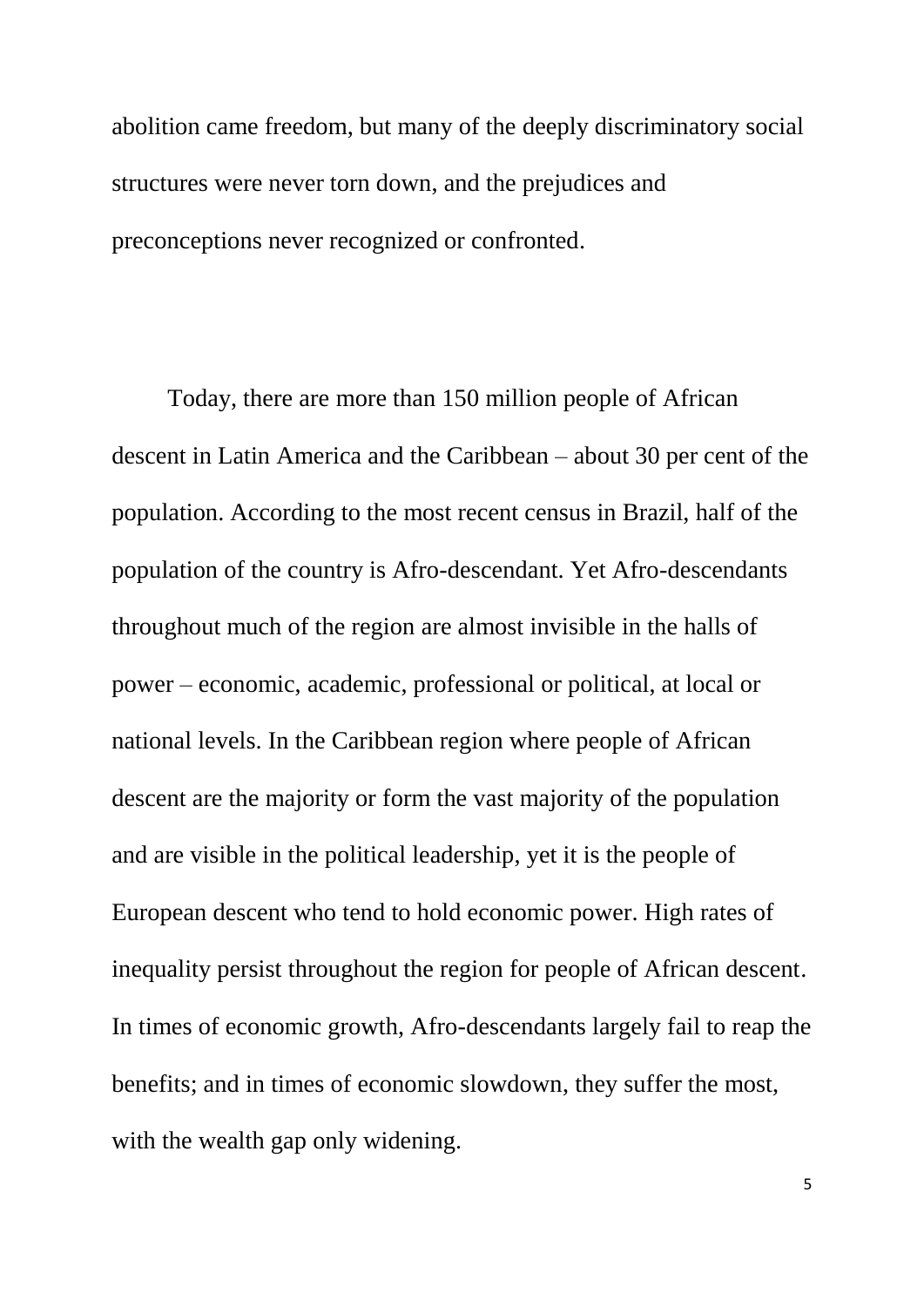abolition came freedom, but many of the deeply discriminatory social structures were never torn down, and the prejudices and preconceptions never recognized or confronted.

Today, there are more than 150 million people of African descent in Latin America and the Caribbean – about 30 per cent of the population. According to the most recent census in Brazil, half of the population of the country is Afro-descendant. Yet Afro-descendants throughout much of the region are almost invisible in the halls of power – economic, academic, professional or political, at local or national levels. In the Caribbean region where people of African descent are the majority or form the vast majority of the population and are visible in the political leadership, yet it is the people of European descent who tend to hold economic power. High rates of inequality persist throughout the region for people of African descent. In times of economic growth, Afro-descendants largely fail to reap the benefits; and in times of economic slowdown, they suffer the most, with the wealth gap only widening.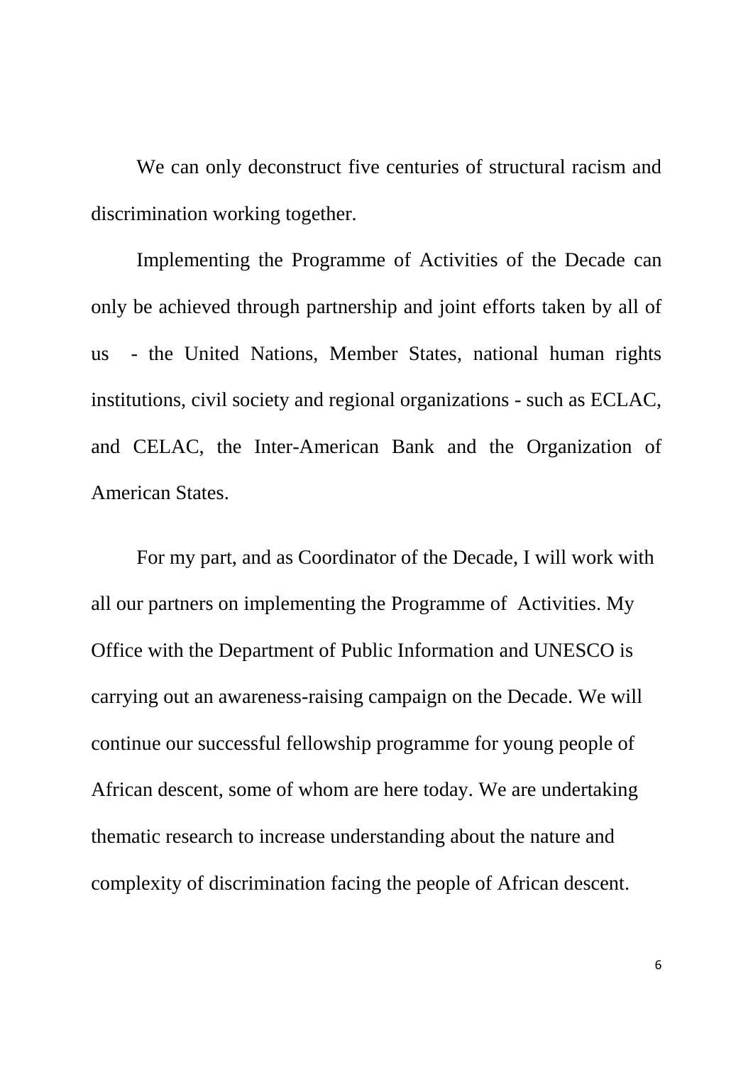We can only deconstruct five centuries of structural racism and discrimination working together.

Implementing the Programme of Activities of the Decade can only be achieved through partnership and joint efforts taken by all of us - the United Nations, Member States, national human rights institutions, civil society and regional organizations - such as ECLAC, and CELAC, the Inter-American Bank and the Organization of American States.

For my part, and as Coordinator of the Decade, I will work with all our partners on implementing the Programme of Activities. My Office with the Department of Public Information and UNESCO is carrying out an awareness-raising campaign on the Decade. We will continue our successful fellowship programme for young people of African descent, some of whom are here today. We are undertaking thematic research to increase understanding about the nature and complexity of discrimination facing the people of African descent.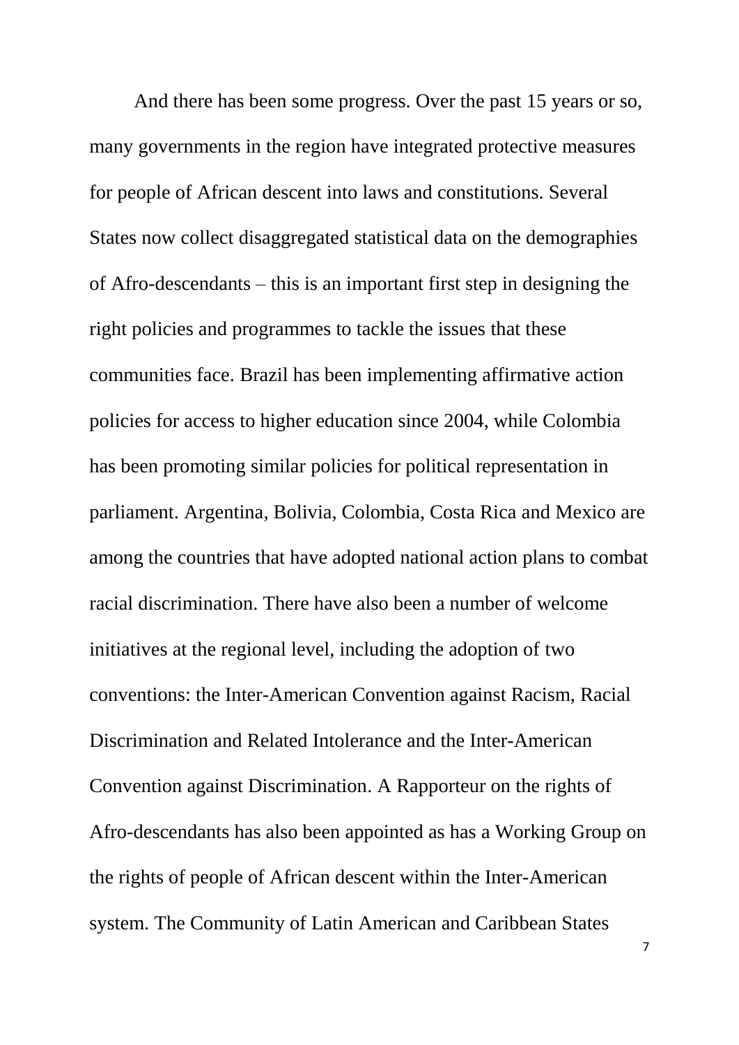And there has been some progress. Over the past 15 years or so, many governments in the region have integrated protective measures for people of African descent into laws and constitutions. Several States now collect disaggregated statistical data on the demographies of Afro-descendants – this is an important first step in designing the right policies and programmes to tackle the issues that these communities face. Brazil has been implementing affirmative action policies for access to higher education since 2004, while Colombia has been promoting similar policies for political representation in parliament. Argentina, Bolivia, Colombia, Costa Rica and Mexico are among the countries that have adopted national action plans to combat racial discrimination. There have also been a number of welcome initiatives at the regional level, including the adoption of two conventions: the Inter-American Convention against Racism, Racial Discrimination and Related Intolerance and the Inter-American Convention against Discrimination. A Rapporteur on the rights of Afro-descendants has also been appointed as has a Working Group on the rights of people of African descent within the Inter-American system. The Community of Latin American and Caribbean States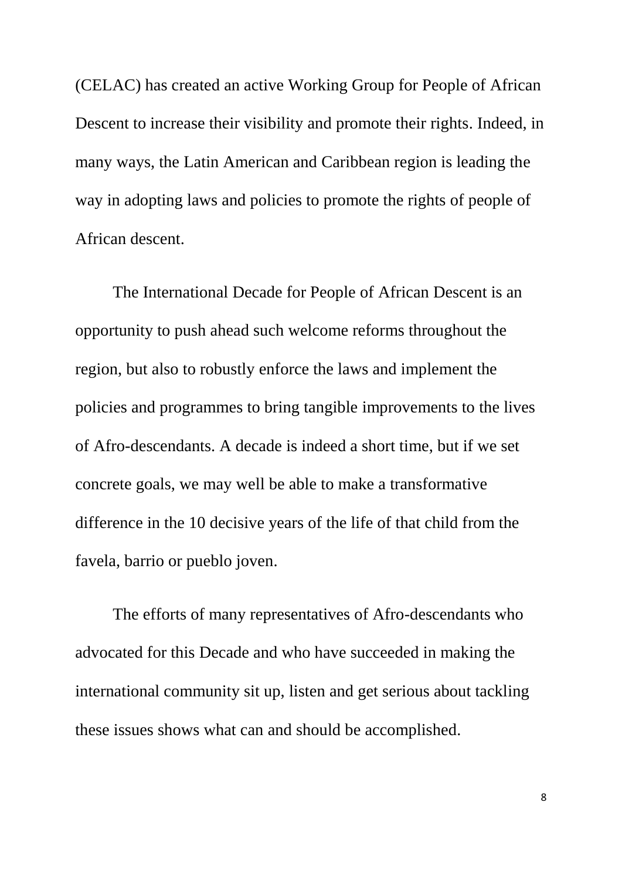(CELAC) has created an active Working Group for People of African Descent to increase their visibility and promote their rights. Indeed, in many ways, the Latin American and Caribbean region is leading the way in adopting laws and policies to promote the rights of people of African descent.

The International Decade for People of African Descent is an opportunity to push ahead such welcome reforms throughout the region, but also to robustly enforce the laws and implement the policies and programmes to bring tangible improvements to the lives of Afro-descendants. A decade is indeed a short time, but if we set concrete goals, we may well be able to make a transformative difference in the 10 decisive years of the life of that child from the favela, barrio or pueblo joven.

The efforts of many representatives of Afro-descendants who advocated for this Decade and who have succeeded in making the international community sit up, listen and get serious about tackling these issues shows what can and should be accomplished.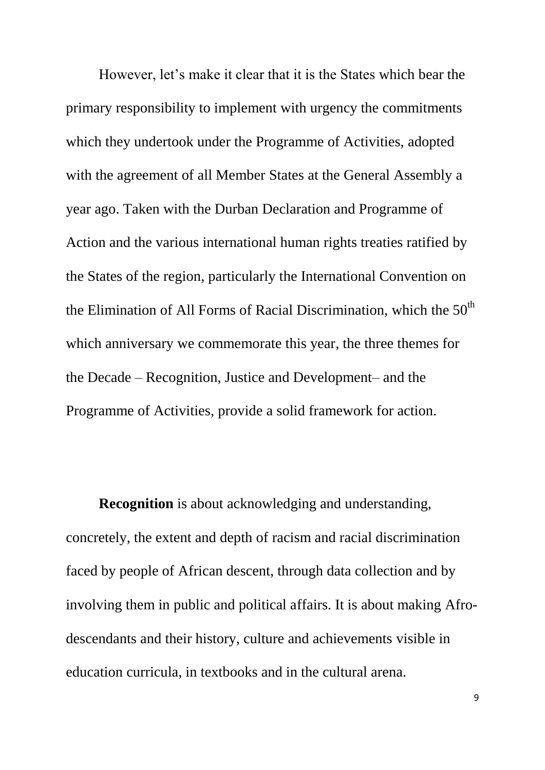However, let's make it clear that it is the States which bear the primary responsibility to implement with urgency the commitments which they undertook under the Programme of Activities, adopted with the agreement of all Member States at the General Assembly a year ago. Taken with the Durban Declaration and Programme of Action and the various international human rights treaties ratified by the States of the region, particularly the International Convention on the Elimination of All Forms of Racial Discrimination, which the 50th which anniversary we commemorate this year, the three themes for the Decade – Recognition, Justice and Development– and the Programme of Activities, provide a solid framework for action.

**Recognition** is about acknowledging and understanding, concretely, the extent and depth of racism and racial discrimination faced by people of African descent, through data collection and by involving them in public and political affairs. It is about making Afro-descendants and their history, culture and achievements visible in education curricula, in textbooks and in the cultural arena.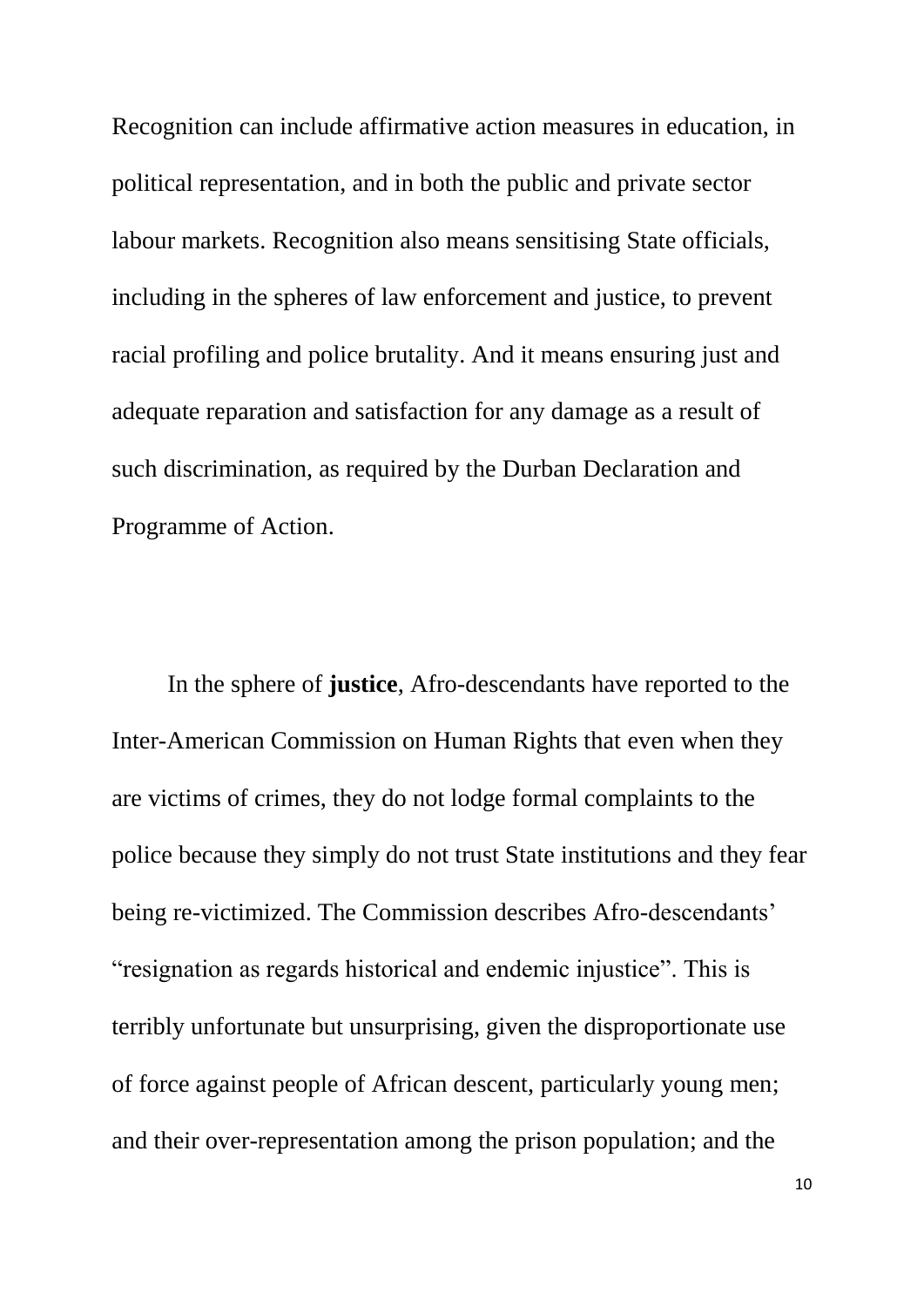Recognition can include affirmative action measures in education, in political representation, and in both the public and private sector labour markets. Recognition also means sensitising State officials, including in the spheres of law enforcement and justice, to prevent racial profiling and police brutality. And it means ensuring just and adequate reparation and satisfaction for any damage as a result of such discrimination, as required by the Durban Declaration and Programme of Action.

In the sphere of **justice**, Afro-descendants have reported to the Inter-American Commission on Human Rights that even when they are victims of crimes, they do not lodge formal complaints to the police because they simply do not trust State institutions and they fear being re-victimized. The Commission describes Afro-descendants' "resignation as regards historical and endemic injustice". This is terribly unfortunate but unsurprising, given the disproportionate use of force against people of African descent, particularly young men; and their over-representation among the prison population; and the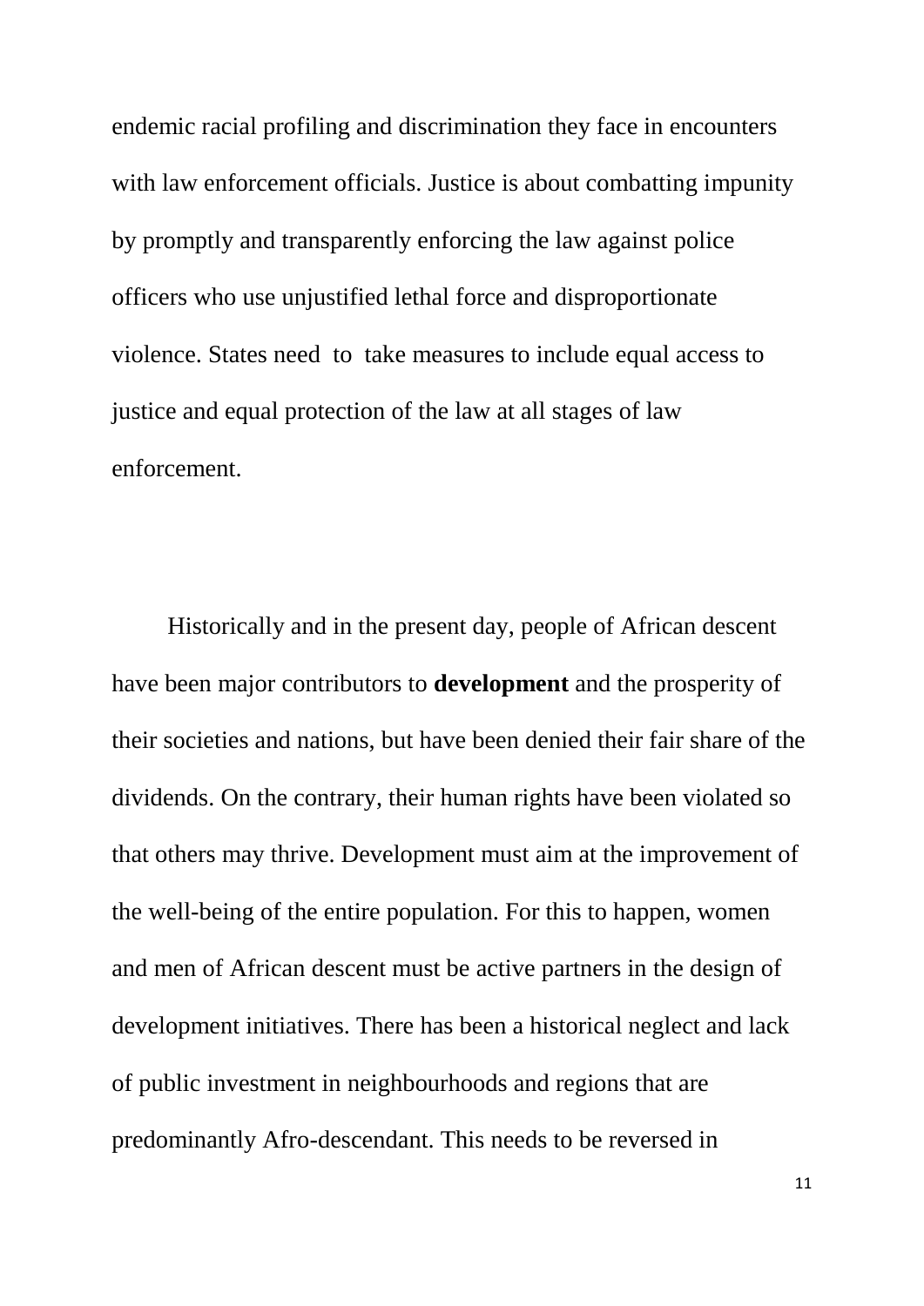endemic racial profiling and discrimination they face in encounters with law enforcement officials. Justice is about combatting impunity by promptly and transparently enforcing the law against police officers who use unjustified lethal force and disproportionate violence. States need to take measures to include equal access to justice and equal protection of the law at all stages of law enforcement.

Historically and in the present day, people of African descent have been major contributors to **development** and the prosperity of their societies and nations, but have been denied their fair share of the dividends. On the contrary, their human rights have been violated so that others may thrive. Development must aim at the improvement of the well-being of the entire population. For this to happen, women and men of African descent must be active partners in the design of development initiatives. There has been a historical neglect and lack of public investment in neighbourhoods and regions that are predominantly Afro-descendant. This needs to be reversed in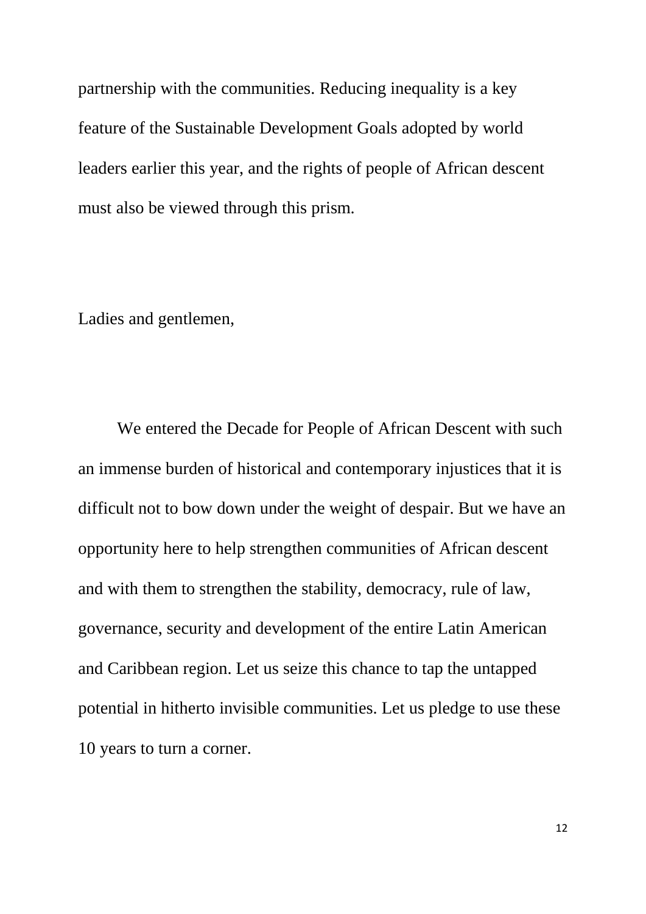partnership with the communities. Reducing inequality is a key feature of the Sustainable Development Goals adopted by world leaders earlier this year, and the rights of people of African descent must also be viewed through this prism.

Ladies and gentlemen,

We entered the Decade for People of African Descent with such an immense burden of historical and contemporary injustices that it is difficult not to bow down under the weight of despair. But we have an opportunity here to help strengthen communities of African descent and with them to strengthen the stability, democracy, rule of law, governance, security and development of the entire Latin American and Caribbean region. Let us seize this chance to tap the untapped potential in hitherto invisible communities. Let us pledge to use these 10 years to turn a corner.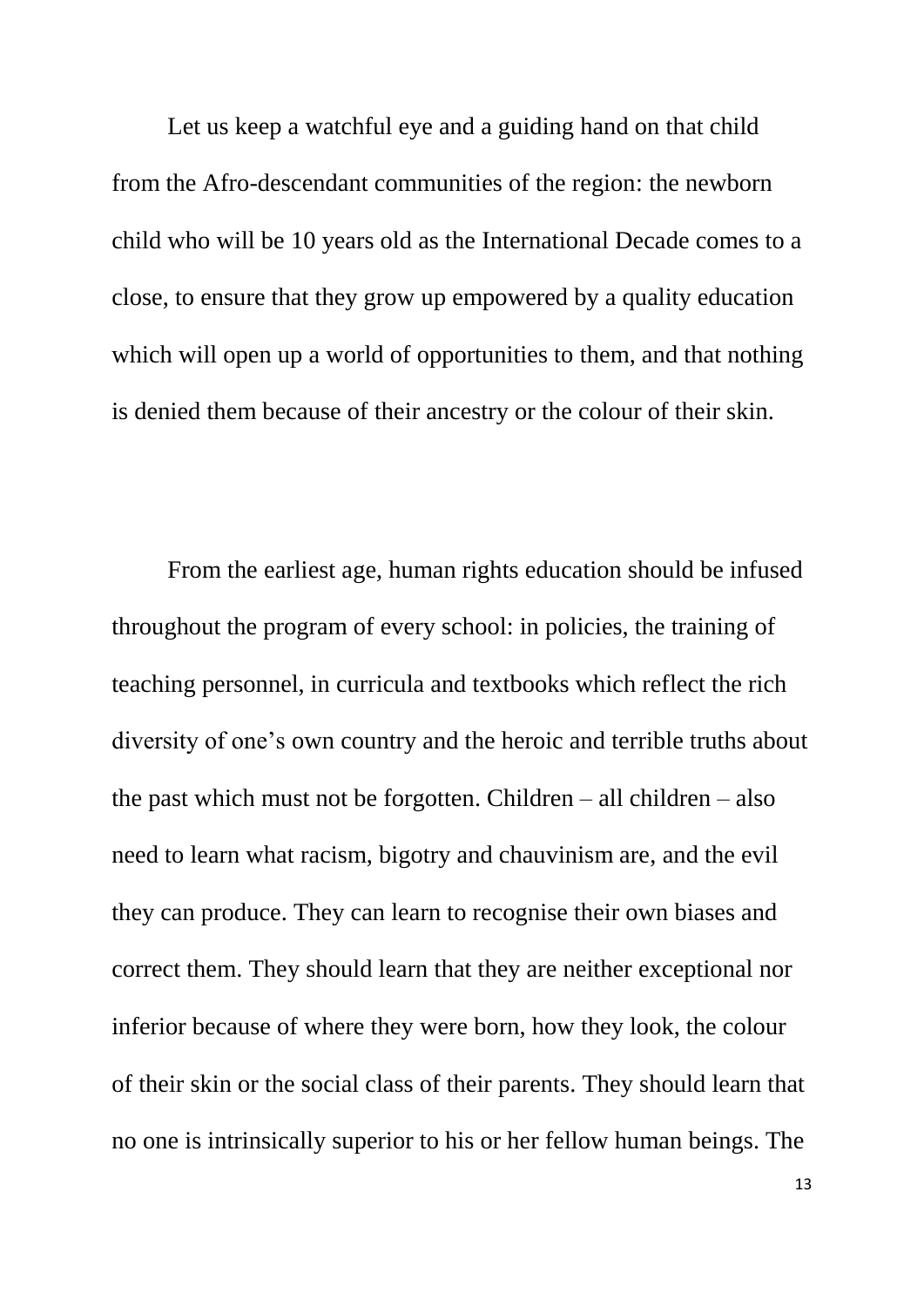Let us keep a watchful eye and a guiding hand on that child from the Afro-descendant communities of the region: the newborn child who will be 10 years old as the International Decade comes to a close, to ensure that they grow up empowered by a quality education which will open up a world of opportunities to them, and that nothing is denied them because of their ancestry or the colour of their skin.

From the earliest age, human rights education should be infused throughout the program of every school: in policies, the training of teaching personnel, in curricula and textbooks which reflect the rich diversity of one's own country and the heroic and terrible truths about the past which must not be forgotten. Children – all children – also need to learn what racism, bigotry and chauvinism are, and the evil they can produce. They can learn to recognise their own biases and correct them. They should learn that they are neither exceptional nor inferior because of where they were born, how they look, the colour of their skin or the social class of their parents. They should learn that no one is intrinsically superior to his or her fellow human beings. The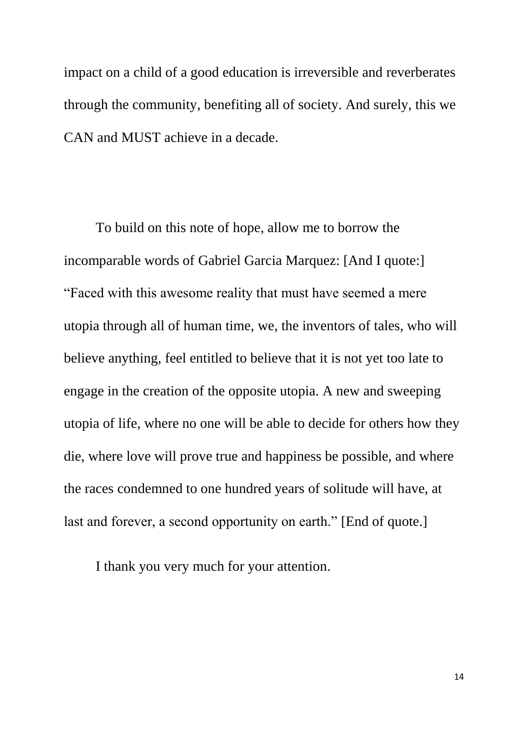impact on a child of a good education is irreversible and reverberates through the community, benefiting all of society. And surely, this we CAN and MUST achieve in a decade.

To build on this note of hope, allow me to borrow the incomparable words of Gabriel Garcia Marquez: [And I quote:] "Faced with this awesome reality that must have seemed a mere utopia through all of human time, we, the inventors of tales, who will believe anything, feel entitled to believe that it is not yet too late to engage in the creation of the opposite utopia. A new and sweeping utopia of life, where no one will be able to decide for others how they die, where love will prove true and happiness be possible, and where the races condemned to one hundred years of solitude will have, at last and forever, a second opportunity on earth." [End of quote.]

I thank you very much for your attention.